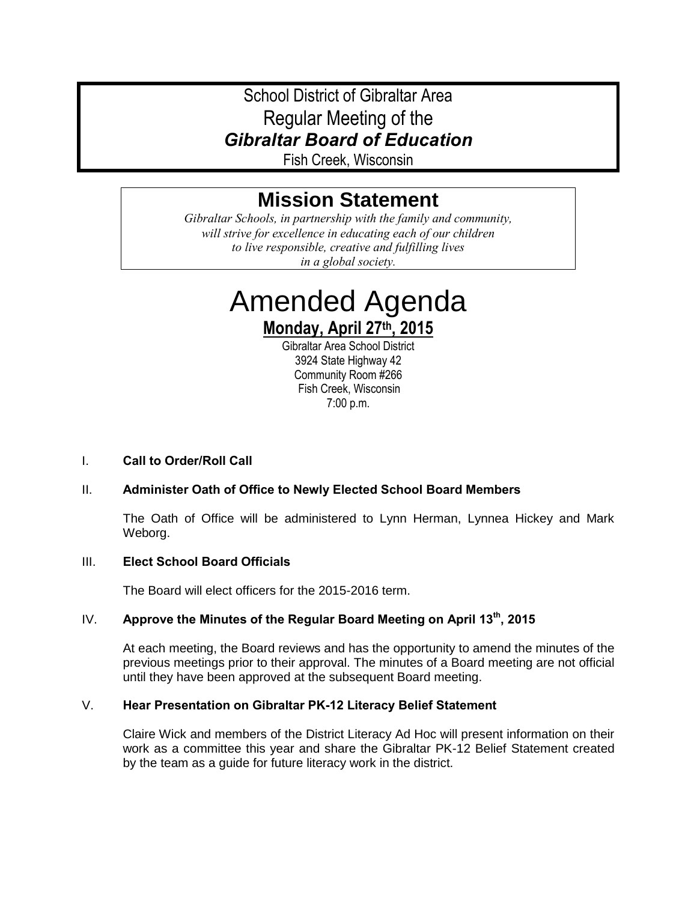School District of Gibraltar Area

Regular Meeting of the

***Gibraltar Board of Education***

Fish Creek, Wisconsin

## Mission Statement

*Gibraltar Schools, in partnership with the family and community, will strive for excellence in educating each of our children to live responsible, creative and fulfilling lives in a global society.*

# Amended Agenda

**Monday, April 27th, 2015**

Gibraltar Area School District
3924 State Highway 42
Community Room #266
Fish Creek, Wisconsin
7:00 p.m.

I. **Call to Order/Roll Call**

II. **Administer Oath of Office to Newly Elected School Board Members**

The Oath of Office will be administered to Lynn Herman, Lynnea Hickey and Mark Weborg.

III. **Elect School Board Officials**

The Board will elect officers for the 2015-2016 term.

IV. **Approve the Minutes of the Regular Board Meeting on April 13th, 2015**

At each meeting, the Board reviews and has the opportunity to amend the minutes of the previous meetings prior to their approval. The minutes of a Board meeting are not official until they have been approved at the subsequent Board meeting.

V. **Hear Presentation on Gibraltar PK-12 Literacy Belief Statement**

Claire Wick and members of the District Literacy Ad Hoc will present information on their work as a committee this year and share the Gibraltar PK-12 Belief Statement created by the team as a guide for future literacy work in the district.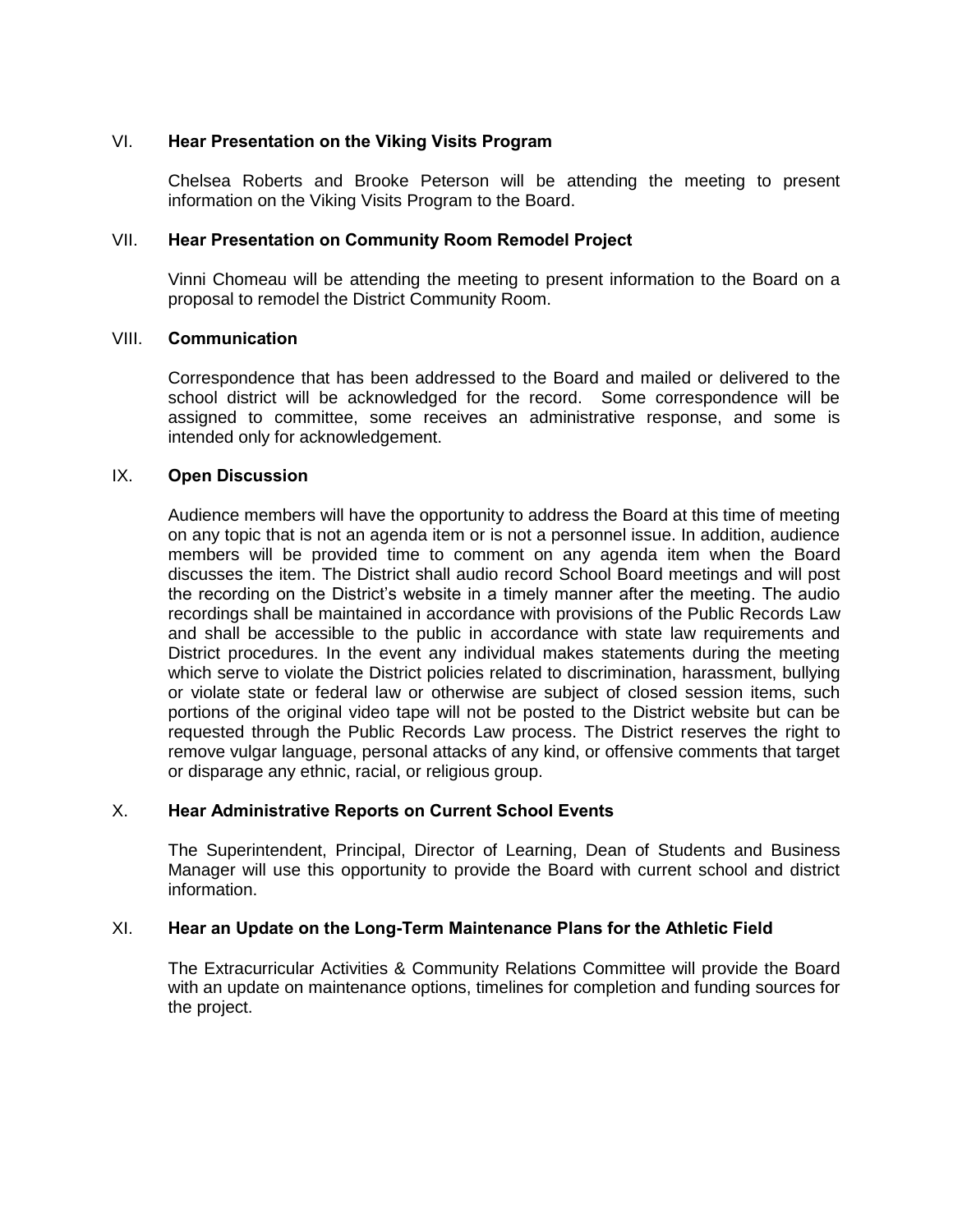## VI. Hear Presentation on the Viking Visits Program

Chelsea Roberts and Brooke Peterson will be attending the meeting to present information on the Viking Visits Program to the Board.

## VII. Hear Presentation on Community Room Remodel Project

Vinni Chomeau will be attending the meeting to present information to the Board on a proposal to remodel the District Community Room.

## VIII. Communication

Correspondence that has been addressed to the Board and mailed or delivered to the school district will be acknowledged for the record. Some correspondence will be assigned to committee, some receives an administrative response, and some is intended only for acknowledgement.

## IX. Open Discussion

Audience members will have the opportunity to address the Board at this time of meeting on any topic that is not an agenda item or is not a personnel issue. In addition, audience members will be provided time to comment on any agenda item when the Board discusses the item. The District shall audio record School Board meetings and will post the recording on the District's website in a timely manner after the meeting. The audio recordings shall be maintained in accordance with provisions of the Public Records Law and shall be accessible to the public in accordance with state law requirements and District procedures. In the event any individual makes statements during the meeting which serve to violate the District policies related to discrimination, harassment, bullying or violate state or federal law or otherwise are subject of closed session items, such portions of the original video tape will not be posted to the District website but can be requested through the Public Records Law process. The District reserves the right to remove vulgar language, personal attacks of any kind, or offensive comments that target or disparage any ethnic, racial, or religious group.

## X. Hear Administrative Reports on Current School Events

The Superintendent, Principal, Director of Learning, Dean of Students and Business Manager will use this opportunity to provide the Board with current school and district information.

## XI. Hear an Update on the Long-Term Maintenance Plans for the Athletic Field

The Extracurricular Activities & Community Relations Committee will provide the Board with an update on maintenance options, timelines for completion and funding sources for the project.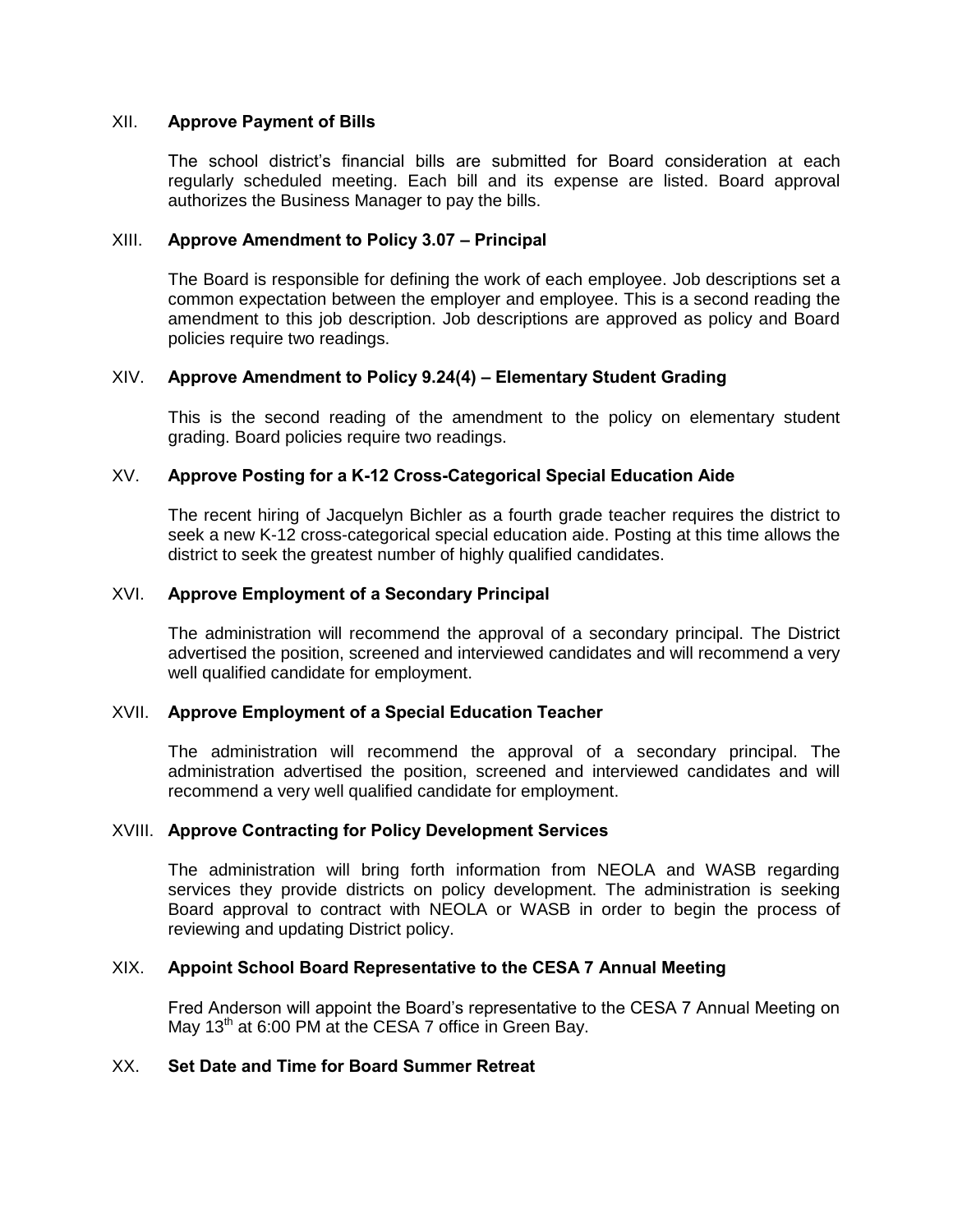## XII. **Approve Payment of Bills**

The school district's financial bills are submitted for Board consideration at each regularly scheduled meeting. Each bill and its expense are listed. Board approval authorizes the Business Manager to pay the bills.

## XIII. **Approve Amendment to Policy 3.07 – Principal**

The Board is responsible for defining the work of each employee. Job descriptions set a common expectation between the employer and employee. This is a second reading the amendment to this job description. Job descriptions are approved as policy and Board policies require two readings.

## XIV. **Approve Amendment to Policy 9.24(4) – Elementary Student Grading**

This is the second reading of the amendment to the policy on elementary student grading. Board policies require two readings.

## XV. **Approve Posting for a K-12 Cross-Categorical Special Education Aide**

The recent hiring of Jacquelyn Bichler as a fourth grade teacher requires the district to seek a new K-12 cross-categorical special education aide. Posting at this time allows the district to seek the greatest number of highly qualified candidates.

## XVI. **Approve Employment of a Secondary Principal**

The administration will recommend the approval of a secondary principal. The District advertised the position, screened and interviewed candidates and will recommend a very well qualified candidate for employment.

## XVII. **Approve Employment of a Special Education Teacher**

The administration will recommend the approval of a secondary principal. The administration advertised the position, screened and interviewed candidates and will recommend a very well qualified candidate for employment.

## XVIII. **Approve Contracting for Policy Development Services**

The administration will bring forth information from NEOLA and WASB regarding services they provide districts on policy development. The administration is seeking Board approval to contract with NEOLA or WASB in order to begin the process of reviewing and updating District policy.

## XIX. **Appoint School Board Representative to the CESA 7 Annual Meeting**

Fred Anderson will appoint the Board's representative to the CESA 7 Annual Meeting on May 13th at 6:00 PM at the CESA 7 office in Green Bay.

## XX. **Set Date and Time for Board Summer Retreat**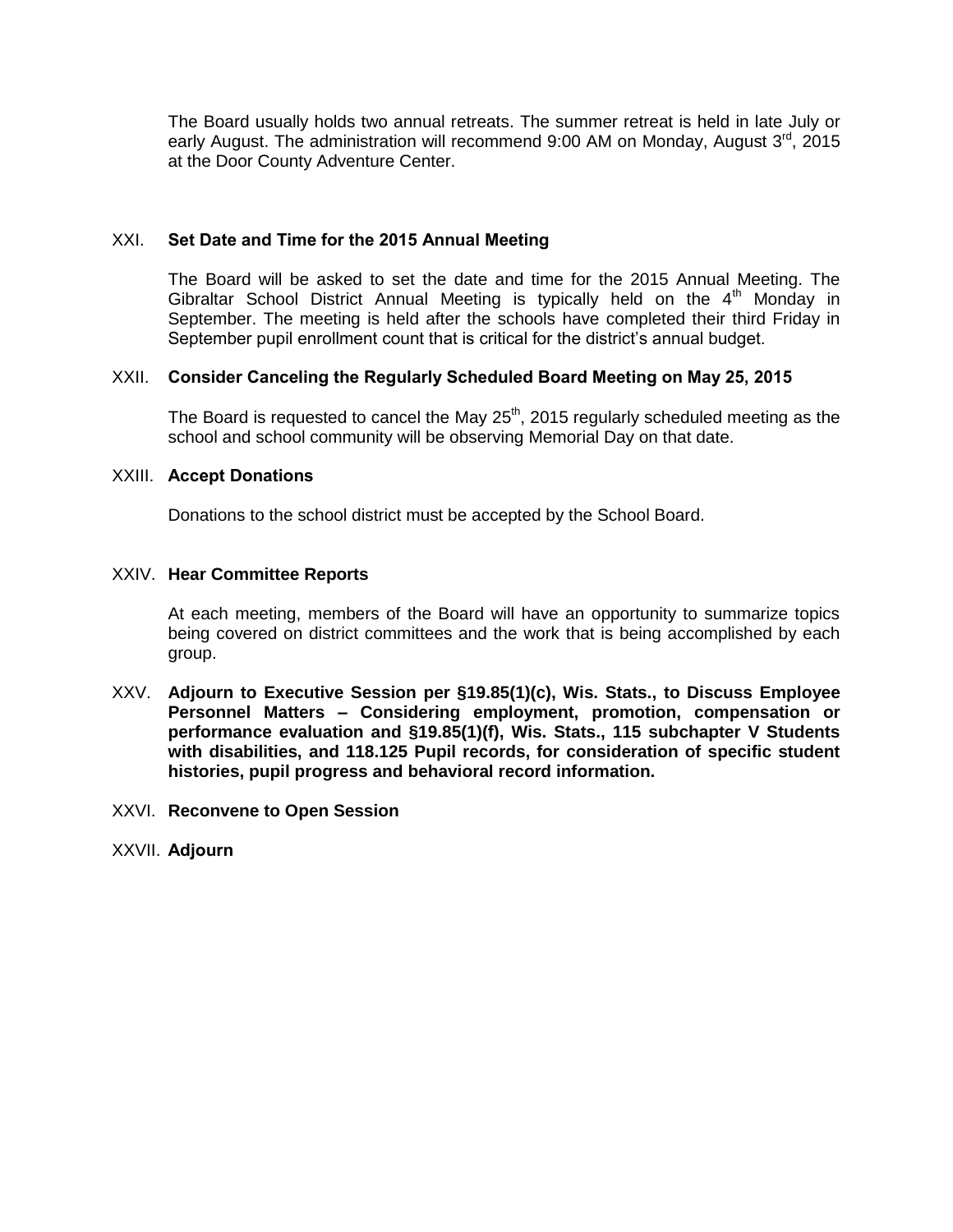The Board usually holds two annual retreats. The summer retreat is held in late July or early August. The administration will recommend 9:00 AM on Monday, August 3rd, 2015 at the Door County Adventure Center.

XXI. **Set Date and Time for the 2015 Annual Meeting**

The Board will be asked to set the date and time for the 2015 Annual Meeting. The Gibraltar School District Annual Meeting is typically held on the 4th Monday in September. The meeting is held after the schools have completed their third Friday in September pupil enrollment count that is critical for the district's annual budget.

XXII. **Consider Canceling the Regularly Scheduled Board Meeting on May 25, 2015**

The Board is requested to cancel the May 25th, 2015 regularly scheduled meeting as the school and school community will be observing Memorial Day on that date.

XXIII. **Accept Donations**

Donations to the school district must be accepted by the School Board.

XXIV. **Hear Committee Reports**

At each meeting, members of the Board will have an opportunity to summarize topics being covered on district committees and the work that is being accomplished by each group.

XXV. **Adjourn to Executive Session per §19.85(1)(c), Wis. Stats., to Discuss Employee Personnel Matters – Considering employment, promotion, compensation or performance evaluation and §19.85(1)(f), Wis. Stats., 115 subchapter V Students with disabilities, and 118.125 Pupil records, for consideration of specific student histories, pupil progress and behavioral record information.**

XXVI. **Reconvene to Open Session**

XXVII. **Adjourn**